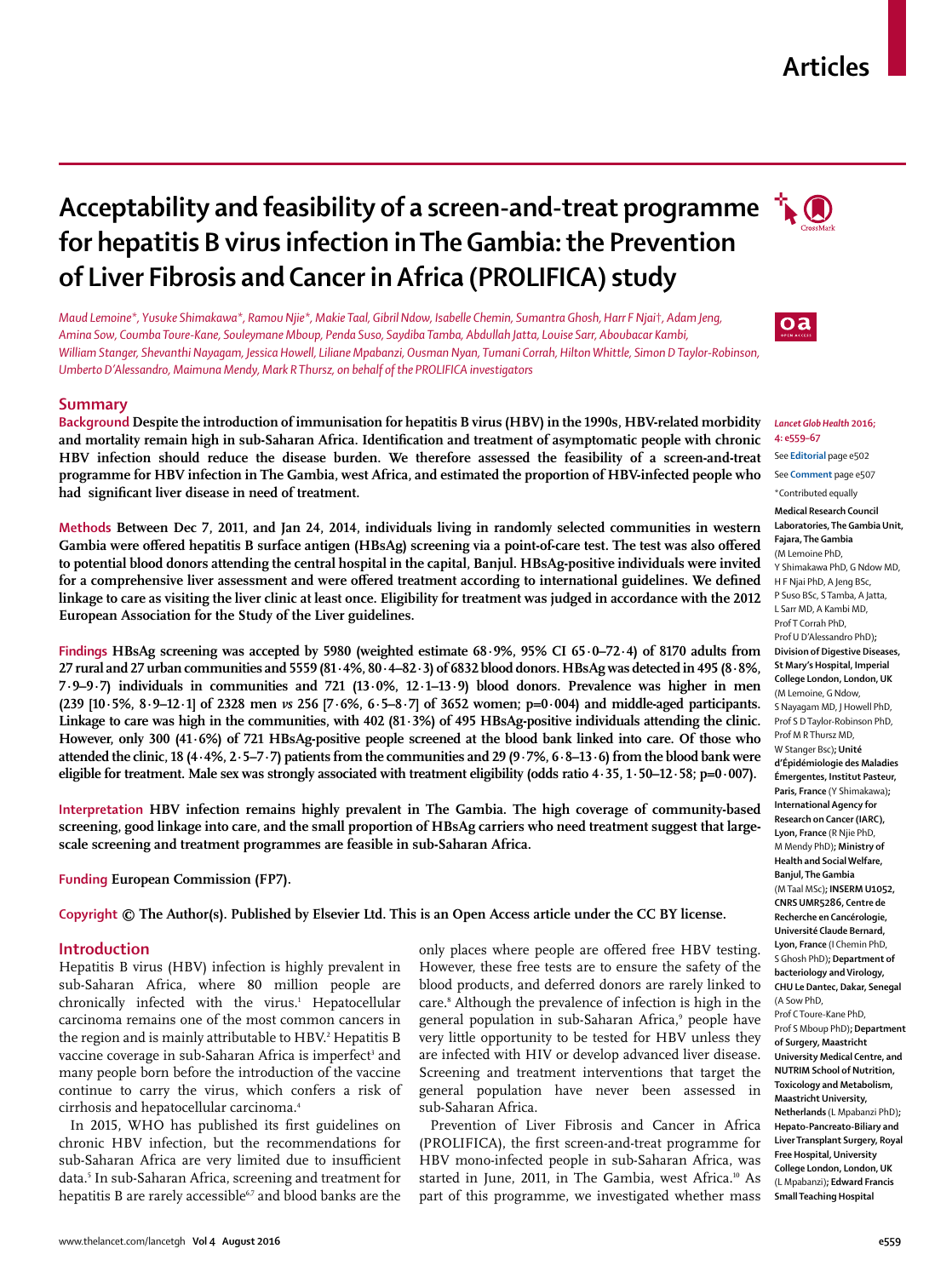Articles

# Acceptability and feasibility of a screen-and-treat programme for hepatitis B virus infection in The Gambia: the Prevention of Liver Fibrosis and Cancer in Africa (PROLIFICA) study

*Maud Lemoine\*, Yusuke Shimakawa\*, Ramou Njie\*, Makie Taal, Gibril Ndow, Isabelle Chemin, Sumantra Ghosh, Harr F Njai†, Adam Jeng, Amina Sow, Coumba Toure-Kane, Souleymane Mboup, Penda Suso, Saydiba Tamba, Abdullah Jatta, Louise Sarr, Aboubacar Kambi, William Stanger, Shevanthi Nayagam, Jessica Howell, Liliane Mpabanzi, Ousman Nyan, Tumani Corrah, Hilton Whittle, Simon D Taylor-Robinson, Umberto D'Alessandro, Maimuna Mendy, Mark R Thursz, on behalf of the PROLIFICA investigators*

## Summary

**Background** Despite the introduction of immunisation for hepatitis B virus (HBV) in the 1990s, HBV-related morbidity and mortality remain high in sub-Saharan Africa. Identification and treatment of asymptomatic people with chronic HBV infection should reduce the disease burden. We therefore assessed the feasibility of a screen-and-treat programme for HBV infection in The Gambia, west Africa, and estimated the proportion of HBV-infected people who had significant liver disease in need of treatment.

**Methods** Between Dec 7, 2011, and Jan 24, 2014, individuals living in randomly selected communities in western Gambia were offered hepatitis B surface antigen (HBsAg) screening via a point-of-care test. The test was also offered to potential blood donors attending the central hospital in the capital, Banjul. HBsAg-positive individuals were invited for a comprehensive liver assessment and were offered treatment according to international guidelines. We defined linkage to care as visiting the liver clinic at least once. Eligibility for treatment was judged in accordance with the 2012 European Association for the Study of the Liver guidelines.

**Findings** HBsAg screening was accepted by 5980 (weighted estimate 68·9%, 95% CI 65·0–72·4) of 8170 adults from 27 rural and 27 urban communities and 5559 (81·4%, 80·4–82·3) of 6832 blood donors. HBsAg was detected in 495 (8·8%, 7·9–9·7) individuals in communities and 721 (13·0%, 12·1–13·9) blood donors. Prevalence was higher in men (239 [10·5%, 8·9–12·1] of 2328 men *vs* 256 [7·6%, 6·5–8·7] of 3652 women; p=0·004) and middle-aged participants. Linkage to care was high in the communities, with 402 (81·3%) of 495 HBsAg-positive individuals attending the clinic. However, only 300 (41·6%) of 721 HBsAg-positive people screened at the blood bank linked into care. Of those who attended the clinic, 18 (4·4%, 2·5–7·7) patients from the communities and 29 (9·7%, 6·8–13·6) from the blood bank were eligible for treatment. Male sex was strongly associated with treatment eligibility (odds ratio 4·35, 1·50–12·58; p=0·007).

**Interpretation** HBV infection remains highly prevalent in The Gambia. The high coverage of community-based screening, good linkage into care, and the small proportion of HBsAg carriers who need treatment suggest that large-scale screening and treatment programmes are feasible in sub-Saharan Africa.

**Funding** European Commission (FP7).

**Copyright** © The Author(s). Published by Elsevier Ltd. This is an Open Access article under the CC BY license.

## Introduction

Hepatitis B virus (HBV) infection is highly prevalent in sub-Saharan Africa, where 80 million people are chronically infected with the virus.[1] Hepatocellular carcinoma remains one of the most common cancers in the region and is mainly attributable to HBV.[2] Hepatitis B vaccine coverage in sub-Saharan Africa is imperfect[3] and many people born before the introduction of the vaccine continue to carry the virus, which confers a risk of cirrhosis and hepatocellular carcinoma.[4]

In 2015, WHO has published its first guidelines on chronic HBV infection, but the recommendations for sub-Saharan Africa are very limited due to insufficient data.[5] In sub-Saharan Africa, screening and treatment for hepatitis B are rarely accessible[6,7] and blood banks are the only places where people are offered free HBV testing. However, these free tests are to ensure the safety of the blood products, and deferred donors are rarely linked to care.[8] Although the prevalence of infection is high in the general population in sub-Saharan Africa,[9] people have very little opportunity to be tested for HBV unless they are infected with HIV or develop advanced liver disease. Screening and treatment interventions that target the general population have never been assessed in sub-Saharan Africa.

Prevention of Liver Fibrosis and Cancer in Africa (PROLIFICA), the first screen-and-treat programme for HBV mono-infected people in sub-Saharan Africa, was started in June, 2011, in The Gambia, west Africa.[10] As part of this programme, we investigated whether mass

*Lancet Glob Health* 2016; 4: e559–67

See **Editorial** page e502

See **Comment** page e507

\*Contributed equally

**Medical Research Council Laboratories, The Gambia Unit, Fajara, The Gambia** (M Lemoine PhD, Y Shimakawa PhD, G Ndow MD, H F Njai PhD, A Jeng BSc, P Suso BSc, S Tamba, A Jatta, L Sarr MD, A Kambi MD, Prof T Corrah PhD, Prof U D'Alessandro PhD)**; Division of Digestive Diseases, St Mary's Hospital, Imperial College London, London, UK** (M Lemoine, G Ndow, S Nayagam MD, J Howell PhD, Prof S D Taylor-Robinson PhD, Prof M R Thursz MD, W Stanger BSc)**; Unité d'Épidémiologie des Maladies Émergentes, Institut Pasteur, Paris, France** (Y Shimakawa)**; International Agency for Research on Cancer (IARC), Lyon, France** (R Njie PhD, M Mendy PhD)**; Ministry of Health and Social Welfare, Banjul, The Gambia** (M Taal MSc)**; INSERM U1052, CNRS UMR5286, Centre de Recherche en Cancérologie, Université Claude Bernard, Lyon, France** (I Chemin PhD, S Ghosh PhD)**; Department of bacteriology and Virology, CHU Le Dantec, Dakar, Senegal** (A Sow PhD, Prof C Toure-Kane PhD, Prof S Mboup PhD)**; Department of Surgery, Maastricht University Medical Centre, and NUTRIM School of Nutrition, Toxicology and Metabolism, Maastricht University, Netherlands** (L Mpabanzi PhD)**; Hepato-Pancreato-Biliary and Liver Transplant Surgery, Royal Free Hospital, University College London, London, UK** (L Mpabanzi)**; Edward Francis Small Teaching Hospital**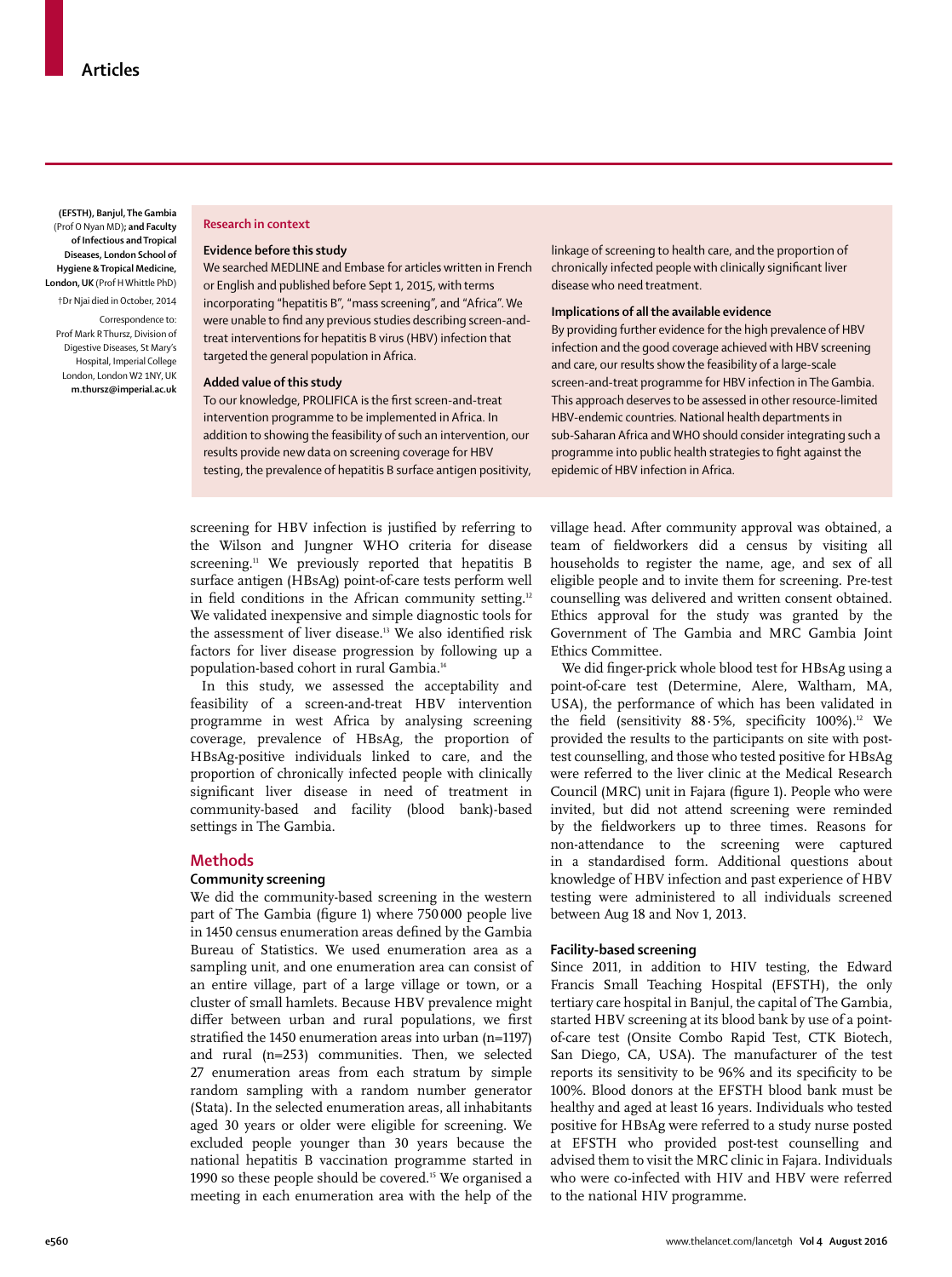(EFSTH), Banjul, The Gambia (Prof O Nyan MD); **and Faculty of Infectious and Tropical Diseases, London School of Hygiene & Tropical Medicine, London, UK** (Prof H Whittle PhD)

†Dr Njai died in October, 2014

Correspondence to: Prof Mark R Thursz, Division of Digestive Diseases, St Mary's Hospital, Imperial College London, London W2 1NY, UK **m.thursz@imperial.ac.uk**

**Research in context**

**Evidence before this study**

We searched MEDLINE and Embase for articles written in French or English and published before Sept 1, 2015, with terms incorporating "hepatitis B", "mass screening", and "Africa". We were unable to find any previous studies describing screen-and-treat interventions for hepatitis B virus (HBV) infection that targeted the general population in Africa.

**Added value of this study**

To our knowledge, PROLIFICA is the first screen-and-treat intervention programme to be implemented in Africa. In addition to showing the feasibility of such an intervention, our results provide new data on screening coverage for HBV testing, the prevalence of hepatitis B surface antigen positivity, linkage of screening to health care, and the proportion of chronically infected people with clinically significant liver disease who need treatment.

**Implications of all the available evidence**

By providing further evidence for the high prevalence of HBV infection and the good coverage achieved with HBV screening and care, our results show the feasibility of a large-scale screen-and-treat programme for HBV infection in The Gambia. This approach deserves to be assessed in other resource-limited HBV-endemic countries. National health departments in sub-Saharan Africa and WHO should consider integrating such a programme into public health strategies to fight against the epidemic of HBV infection in Africa.

screening for HBV infection is justified by referring to the Wilson and Jungner WHO criteria for disease screening.[11] We previously reported that hepatitis B surface antigen (HBsAg) point-of-care tests perform well in field conditions in the African community setting.[12] We validated inexpensive and simple diagnostic tools for the assessment of liver disease.[13] We also identified risk factors for liver disease progression by following up a population-based cohort in rural Gambia.[14]

In this study, we assessed the acceptability and feasibility of a screen-and-treat HBV intervention programme in west Africa by analysing screening coverage, prevalence of HBsAg, the proportion of HBsAg-positive individuals linked to care, and the proportion of chronically infected people with clinically significant liver disease in need of treatment in community-based and facility (blood bank)-based settings in The Gambia.

## Methods

### Community screening

We did the community-based screening in the western part of The Gambia (figure 1) where 750 000 people live in 1450 census enumeration areas defined by the Gambia Bureau of Statistics. We used enumeration area as a sampling unit, and one enumeration area can consist of an entire village, part of a large village or town, or a cluster of small hamlets. Because HBV prevalence might differ between urban and rural populations, we first stratified the 1450 enumeration areas into urban (n=1197) and rural (n=253) communities. Then, we selected 27 enumeration areas from each stratum by simple random sampling with a random number generator (Stata). In the selected enumeration areas, all inhabitants aged 30 years or older were eligible for screening. We excluded people younger than 30 years because the national hepatitis B vaccination programme started in 1990 so these people should be covered.[15] We organised a meeting in each enumeration area with the help of the village head. After community approval was obtained, a team of fieldworkers did a census by visiting all households to register the name, age, and sex of all eligible people and to invite them for screening. Pre-test counselling was delivered and written consent obtained. Ethics approval for the study was granted by the Government of The Gambia and MRC Gambia Joint Ethics Committee.

We did finger-prick whole blood test for HBsAg using a point-of-care test (Determine, Alere, Waltham, MA, USA), the performance of which has been validated in the field (sensitivity 88·5%, specificity 100%).[12] We provided the results to the participants on site with post-test counselling, and those who tested positive for HBsAg were referred to the liver clinic at the Medical Research Council (MRC) unit in Fajara (figure 1). People who were invited, but did not attend screening were reminded by the fieldworkers up to three times. Reasons for non-attendance to the screening were captured in a standardised form. Additional questions about knowledge of HBV infection and past experience of HBV testing were administered to all individuals screened between Aug 18 and Nov 1, 2013.

### Facility-based screening

Since 2011, in addition to HIV testing, the Edward Francis Small Teaching Hospital (EFSTH), the only tertiary care hospital in Banjul, the capital of The Gambia, started HBV screening at its blood bank by use of a point-of-care test (Onsite Combo Rapid Test, CTK Biotech, San Diego, CA, USA). The manufacturer of the test reports its sensitivity to be 96% and its specificity to be 100%. Blood donors at the EFSTH blood bank must be healthy and aged at least 16 years. Individuals who tested positive for HBsAg were referred to a study nurse posted at EFSTH who provided post-test counselling and advised them to visit the MRC clinic in Fajara. Individuals who were co-infected with HIV and HBV were referred to the national HIV programme.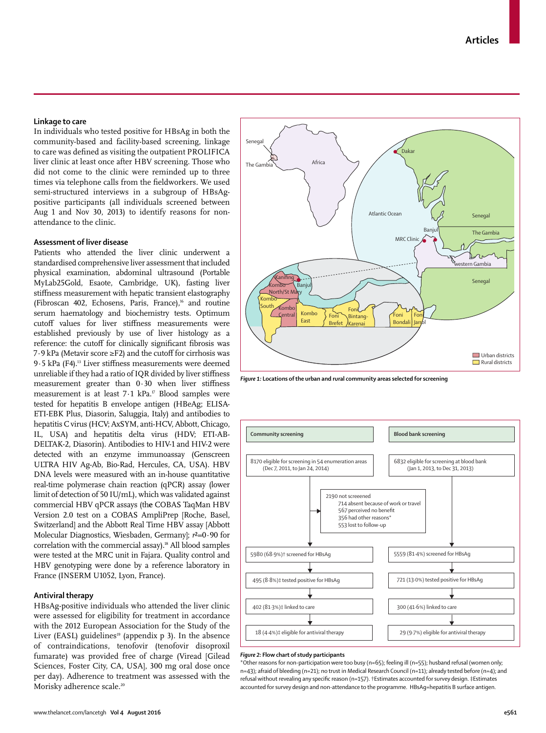### Linkage to care

In individuals who tested positive for HBsAg in both the community-based and facility-based screening, linkage to care was defined as visiting the outpatient PROLIFICA liver clinic at least once after HBV screening. Those who did not come to the clinic were reminded up to three times via telephone calls from the fieldworkers. We used semi-structured interviews in a subgroup of HBsAg-positive participants (all individuals screened between Aug 1 and Nov 30, 2013) to identify reasons for non-attendance to the clinic.

### Assessment of liver disease

Patients who attended the liver clinic underwent a standardised comprehensive liver assessment that included physical examination, abdominal ultrasound (Portable MyLab25Gold, Esaote, Cambridge, UK), fasting liver stiffness measurement with hepatic transient elastography (Fibroscan 402, Echosens, Paris, France),[16] and routine serum haematology and biochemistry tests. Optimum cutoff values for liver stiffness measurements were established previously by use of liver histology as a reference: the cutoff for clinically significant fibrosis was 7·9 kPa (Metavir score ≥F2) and the cutoff for cirrhosis was 9·5 kPa (F4).[13] Liver stiffness measurements were deemed unreliable if they had a ratio of IQR divided by liver stiffness measurement greater than 0·30 when liver stiffness measurement is at least 7·1 kPa.[17] Blood samples were tested for hepatitis B envelope antigen (HBeAg; ELISA-ETI-EBK Plus, Diasorin, Saluggia, Italy) and antibodies to hepatitis C virus (HCV; AxSYM, anti-HCV, Abbott, Chicago, IL, USA) and hepatitis delta virus (HDV; ETI-AB-DELTAK-2, Diasorin). Antibodies to HIV-1 and HIV-2 were detected with an enzyme immunoassay (Genscreen ULTRA HIV Ag-Ab, Bio-Rad, Hercules, CA, USA). HBV DNA levels were measured with an in-house quantitative real-time polymerase chain reaction (qPCR) assay (lower limit of detection of 50 IU/mL), which was validated against commercial HBV qPCR assays (the COBAS TaqMan HBV Version 2.0 test on a COBAS AmpliPrep [Roche, Basel, Switzerland] and the Abbott Real Time HBV assay [Abbott Molecular Diagnostics, Wiesbaden, Germany]; $r^2$=0·90 for correlation with the commercial assay).[18] All blood samples were tested at the MRC unit in Fajara. Quality control and HBV genotyping were done by a reference laboratory in France (INSERM U1052, Lyon, France).

### Antiviral therapy

HBsAg-positive individuals who attended the liver clinic were assessed for eligibility for treatment in accordance with the 2012 European Association for the Study of the Liver (EASL) guidelines[19] (appendix p 3). In the absence of contraindications, tenofovir (tenofovir disoproxil fumarate) was provided free of charge (Viread [Gilead Sciences, Foster City, CA, USA], 300 mg oral dose once per day). Adherence to treatment was assessed with the Morisky adherence scale.[20]

*Figure 1:* **Locations of the urban and rural community areas selected for screening**

**Community screening**

- 8170 eligible for screening in 54 enumeration areas (Dec 7, 2011, to Jan 24, 2014)
- 2190 not screened
  - 714 absent because of work or travel
  - 567 perceived no benefit
  - 356 had other reasons*
  - 553 lost to follow-up
- 5980 (68·9%)† screened for HBsAg
- 495 (8·8%)‡ tested positive for HBsAg
- 402 (81·3%)‡ linked to care
- 18 (4·4%)‡ eligible for antiviral therapy

**Blood bank screening**

- 6832 eligible for screening at blood bank (Jan 1, 2013, to Dec 31, 2013)
- 5559 (81·4%) screened for HBsAg
- 721 (13·0%) tested positive for HBsAg
- 300 (41·6%) linked to care
- 29 (9·7%) eligible for antiviral therapy

*Figure 2:* **Flow chart of study participants**

*Other reasons for non-participation were too busy (n=65); feeling ill (n=55); husband refusal (women only; n=43); afraid of bleeding (n=21); no trust in Medical Research Council (n=11); already tested before (n=4); and refusal without revealing any specific reason (n=157). †Estimates accounted for survey design. ‡Estimates accounted for survey design and non-attendance to the programme. HBsAg=hepatitis B surface antigen.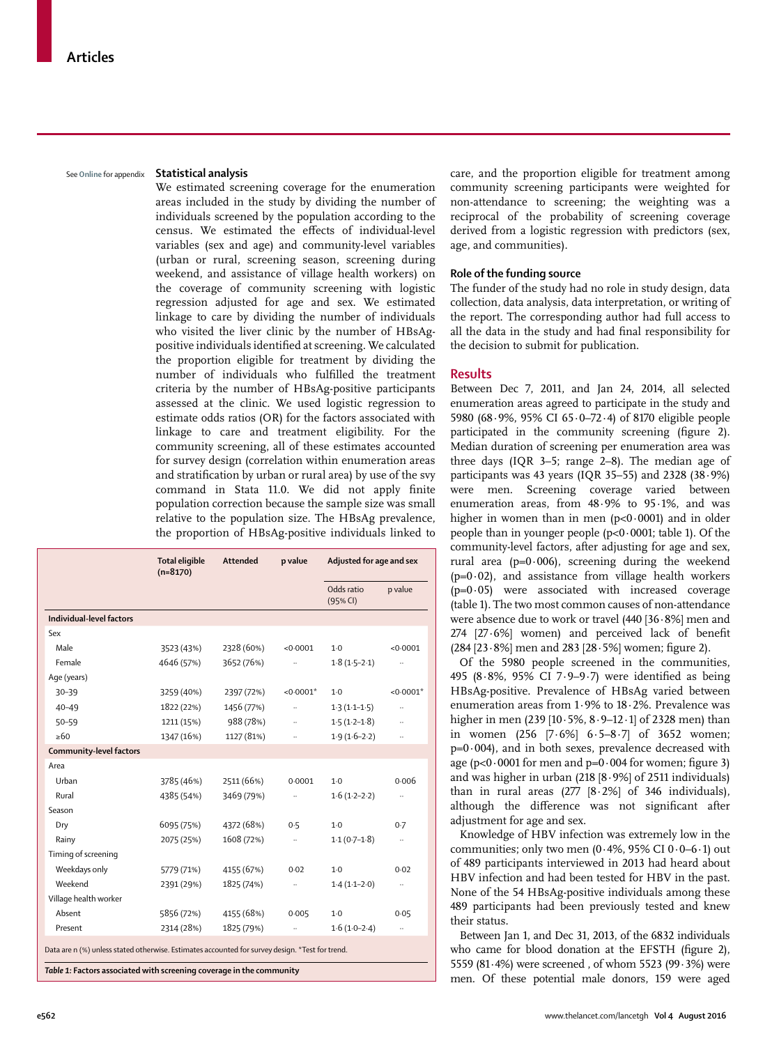See Online for appendix

### Statistical analysis

We estimated screening coverage for the enumeration areas included in the study by dividing the number of individuals screened by the population according to the census. We estimated the effects of individual-level variables (sex and age) and community-level variables (urban or rural, screening season, screening during weekend, and assistance of village health workers) on the coverage of community screening with logistic regression adjusted for age and sex. We estimated linkage to care by dividing the number of individuals who visited the liver clinic by the number of HBsAg-positive individuals identified at screening. We calculated the proportion eligible for treatment by dividing the number of individuals who fulfilled the treatment criteria by the number of HBsAg-positive participants assessed at the clinic. We used logistic regression to estimate odds ratios (OR) for the factors associated with linkage to care and treatment eligibility. For the community screening, all of these estimates accounted for survey design (correlation within enumeration areas and stratification by urban or rural area) by use of the svy command in Stata 11.0. We did not apply finite population correction because the sample size was small relative to the population size. The HBsAg prevalence, the proportion of HBsAg-positive individuals linked to care, and the proportion eligible for treatment among community screening participants were weighted for non-attendance to screening; the weighting was a reciprocal of the probability of screening coverage derived from a logistic regression with predictors (sex, age, and communities).

| | Total eligible (n=8170) | Attended | p value | Adjusted for age and sex | |
|---|---|---|---|---|---|
| | | | | Odds ratio (95% CI) | p value |
| **Individual-level factors** | | | | | |
| Sex | | | | | |
| Male | 3523 (43%) | 2328 (60%) | <0·0001 | 1·0 | <0·0001 |
| Female | 4646 (57%) | 3652 (76%) | ·· | 1·8 (1·5–2·1) | ·· |
| Age (years) | | | | | |
| 30–39 | 3259 (40%) | 2397 (72%) | <0·0001* | 1·0 | <0·0001* |
| 40–49 | 1822 (22%) | 1456 (77%) | ·· | 1·3 (1·1–1·5) | ·· |
| 50–59 | 1211 (15%) | 988 (78%) | ·· | 1·5 (1·2–1·8) | ·· |
| ≥60 | 1347 (16%) | 1127 (81%) | ·· | 1·9 (1·6–2·2) | ·· |
| **Community-level factors** | | | | | |
| Area | | | | | |
| Urban | 3785 (46%) | 2511 (66%) | 0·0001 | 1·0 | 0·006 |
| Rural | 4385 (54%) | 3469 (79%) | ·· | 1·6 (1·2–2·2) | ·· |
| Season | | | | | |
| Dry | 6095 (75%) | 4372 (68%) | 0·5 | 1·0 | 0·7 |
| Rainy | 2075 (25%) | 1608 (72%) | ·· | 1·1 (0·7–1·8) | ·· |
| Timing of screening | | | | | |
| Weekdays only | 5779 (71%) | 4155 (67%) | 0·02 | 1·0 | 0·02 |
| Weekend | 2391 (29%) | 1825 (74%) | ·· | 1·4 (1·1–2·0) | ·· |
| Village health worker | | | | | |
| Absent | 5856 (72%) | 4155 (68%) | 0·005 | 1·0 | 0·05 |
| Present | 2314 (28%) | 1825 (79%) | ·· | 1·6 (1·0–2·4) | ·· |

Data are n (%) unless stated otherwise. Estimates accounted for survey design. *Test for trend.

*Table 1:* **Factors associated with screening coverage in the community**

### Role of the funding source

The funder of the study had no role in study design, data collection, data analysis, data interpretation, or writing of the report. The corresponding author had full access to all the data in the study and had final responsibility for the decision to submit for publication.

## Results

Between Dec 7, 2011, and Jan 24, 2014, all selected enumeration areas agreed to participate in the study and 5980 (68·9%, 95% CI 65·0–72·4) of 8170 eligible people participated in the community screening (figure 2). Median duration of screening per enumeration area was three days (IQR 3–5; range 2–8). The median age of participants was 43 years (IQR 35–55) and 2328 (38·9%) were men. Screening coverage varied between enumeration areas, from 48·9% to 95·1%, and was higher in women than in men (p<0·0001) and in older people than in younger people (p<0·0001; table 1). Of the community-level factors, after adjusting for age and sex, rural area (p=0·006), screening during the weekend (p=0·02), and assistance from village health workers (p=0·05) were associated with increased coverage (table 1). The two most common causes of non-attendance were absence due to work or travel (440 [36·8%] men and 274 [27·6%] women) and perceived lack of benefit (284 [23·8%] men and 283 [28·5%] women; figure 2).

Of the 5980 people screened in the communities, 495 (8·8%, 95% CI 7·9–9·7) were identified as being HBsAg-positive. Prevalence of HBsAg varied between enumeration areas from 1·9% to 18·2%. Prevalence was higher in men (239 [10·5%, 8·9–12·1] of 2328 men) than in women (256 [7·6%] 6·5–8·7] of 3652 women; p=0·004), and in both sexes, prevalence decreased with age (p<0·0001 for men and p=0·004 for women; figure 3) and was higher in urban (218 [8·9%] of 2511 individuals) than in rural areas (277 [8·2%] of 346 individuals), although the difference was not significant after adjustment for age and sex.

Knowledge of HBV infection was extremely low in the communities; only two men (0·4%, 95% CI 0·0–6·1) out of 489 participants interviewed in 2013 had heard about HBV infection and had been tested for HBV in the past. None of the 54 HBsAg-positive individuals among these 489 participants had been previously tested and knew their status.

Between Jan 1, and Dec 31, 2013, of the 6832 individuals who came for blood donation at the EFSTH (figure 2), 5559 (81·4%) were screened , of whom 5523 (99·3%) were men. Of these potential male donors, 159 were aged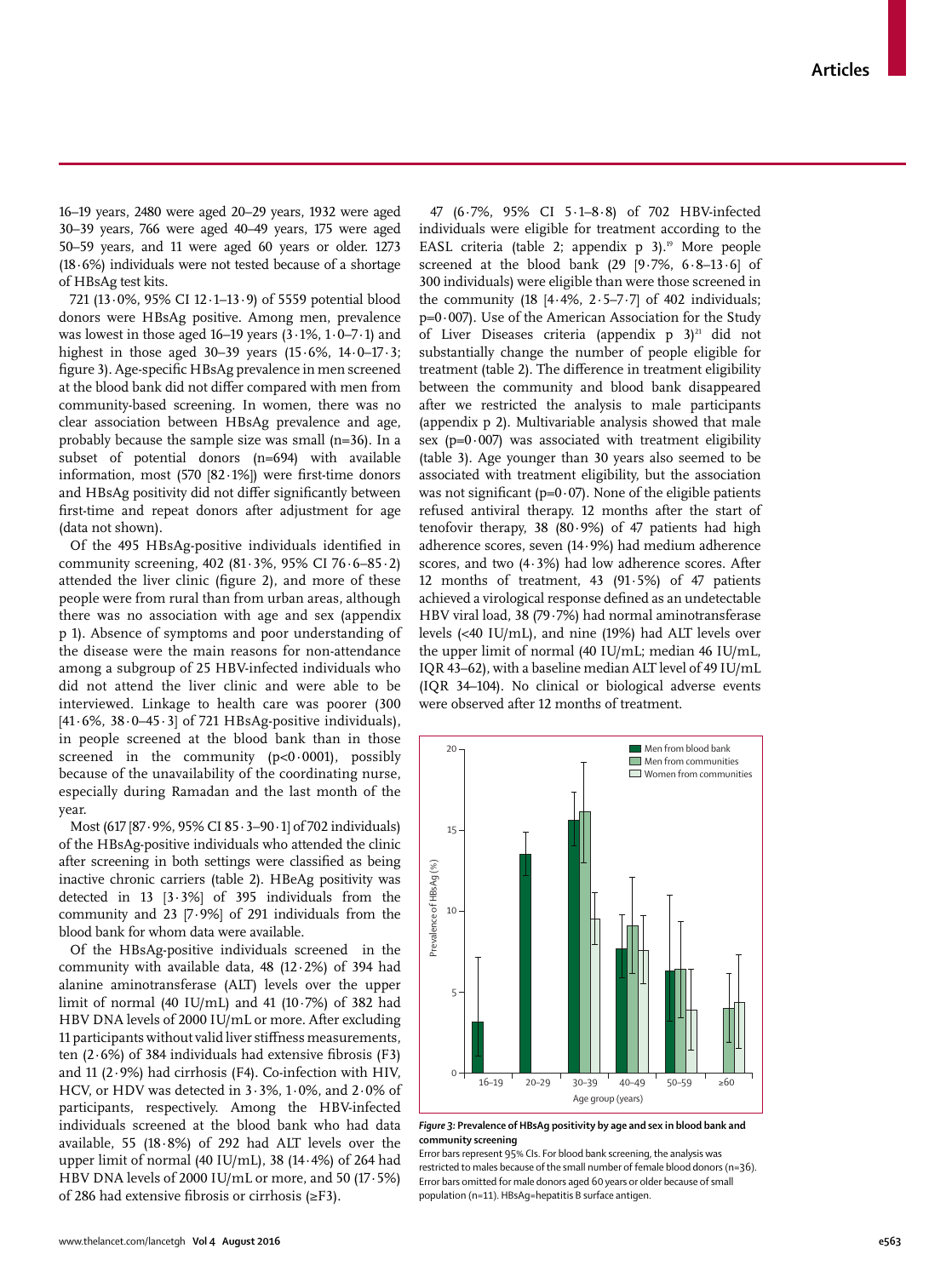16–19 years, 2480 were aged 20–29 years, 1932 were aged 30–39 years, 766 were aged 40–49 years, 175 were aged 50–59 years, and 11 were aged 60 years or older. 1273 (18·6%) individuals were not tested because of a shortage of HBsAg test kits.

721 (13·0%, 95% CI 12·1–13·9) of 5559 potential blood donors were HBsAg positive. Among men, prevalence was lowest in those aged 16–19 years (3·1%, 1·0–7·1) and highest in those aged 30–39 years (15·6%, 14·0–17·3; figure 3). Age-specific HBsAg prevalence in men screened at the blood bank did not differ compared with men from community-based screening. In women, there was no clear association between HBsAg prevalence and age, probably because the sample size was small (n=36). In a subset of potential donors (n=694) with available information, most (570 [82·1%]) were first-time donors and HBsAg positivity did not differ significantly between first-time and repeat donors after adjustment for age (data not shown).

Of the 495 HBsAg-positive individuals identified in community screening, 402 (81·3%, 95% CI 76·6–85·2) attended the liver clinic (figure 2), and more of these people were from rural than from urban areas, although there was no association with age and sex (appendix p 1). Absence of symptoms and poor understanding of the disease were the main reasons for non-attendance among a subgroup of 25 HBV-infected individuals who did not attend the liver clinic and were able to be interviewed. Linkage to health care was poorer (300 [41·6%, 38·0–45·3] of 721 HBsAg-positive individuals), in people screened at the blood bank than in those screened in the community (p<0·0001), possibly because of the unavailability of the coordinating nurse, especially during Ramadan and the last month of the year.

Most (617 [87·9%, 95% CI 85·3–90·1] of 702 individuals) of the HBsAg-positive individuals who attended the clinic after screening in both settings were classified as being inactive chronic carriers (table 2). HBeAg positivity was detected in 13 [3·3%] of 395 individuals from the community and 23 [7·9%] of 291 individuals from the blood bank for whom data were available.

Of the HBsAg-positive individuals screened in the community with available data, 48 (12·2%) of 394 had alanine aminotransferase (ALT) levels over the upper limit of normal (40 IU/mL) and 41 (10·7%) of 382 had HBV DNA levels of 2000 IU/mL or more. After excluding 11 participants without valid liver stiffness measurements, ten (2·6%) of 384 individuals had extensive fibrosis (F3) and 11 (2·9%) had cirrhosis (F4). Co-infection with HIV, HCV, or HDV was detected in 3·3%, 1·0%, and 2·0% of participants, respectively. Among the HBV-infected individuals screened at the blood bank who had data available, 55 (18·8%) of 292 had ALT levels over the upper limit of normal (40 IU/mL), 38 (14·4%) of 264 had HBV DNA levels of 2000 IU/mL or more, and 50 (17·5%) of 286 had extensive fibrosis or cirrhosis (≥F3).

47 (6·7%, 95% CI 5·1–8·8) of 702 HBV-infected individuals were eligible for treatment according to the EASL criteria (table 2; appendix p 3).[19] More people screened at the blood bank (29 [9·7%, 6·8–13·6] of 300 individuals) were eligible than were those screened in the community (18 [4·4%, 2·5–7·7] of 402 individuals; p=0·007). Use of the American Association for the Study of Liver Diseases criteria (appendix p 3)[21] did not substantially change the number of people eligible for treatment (table 2). The difference in treatment eligibility between the community and blood bank disappeared after we restricted the analysis to male participants (appendix p 2). Multivariable analysis showed that male sex (p=0·007) was associated with treatment eligibility (table 3). Age younger than 30 years also seemed to be associated with treatment eligibility, but the association was not significant (p=0·07). None of the eligible patients refused antiviral therapy. 12 months after the start of tenofovir therapy, 38 (80·9%) of 47 patients had high adherence scores, seven (14·9%) had medium adherence scores, and two (4·3%) had low adherence scores. After 12 months of treatment, 43 (91·5%) of 47 patients achieved a virological response defined as an undetectable HBV viral load, 38 (79·7%) had normal aminotransferase levels (<40 IU/mL), and nine (19%) had ALT levels over the upper limit of normal (40 IU/mL; median 46 IU/mL, IQR 43–62), with a baseline median ALT level of 49 IU/mL (IQR 34–104). No clinical or biological adverse events were observed after 12 months of treatment.

**Figure 3: Prevalence of HBsAg positivity by age and sex in blood bank and community screening**

Error bars represent 95% CIs. For blood bank screening, the analysis was restricted to males because of the small number of female blood donors (n=36). Error bars omitted for male donors aged 60 years or older because of small population (n=11). HBsAg=hepatitis B surface antigen.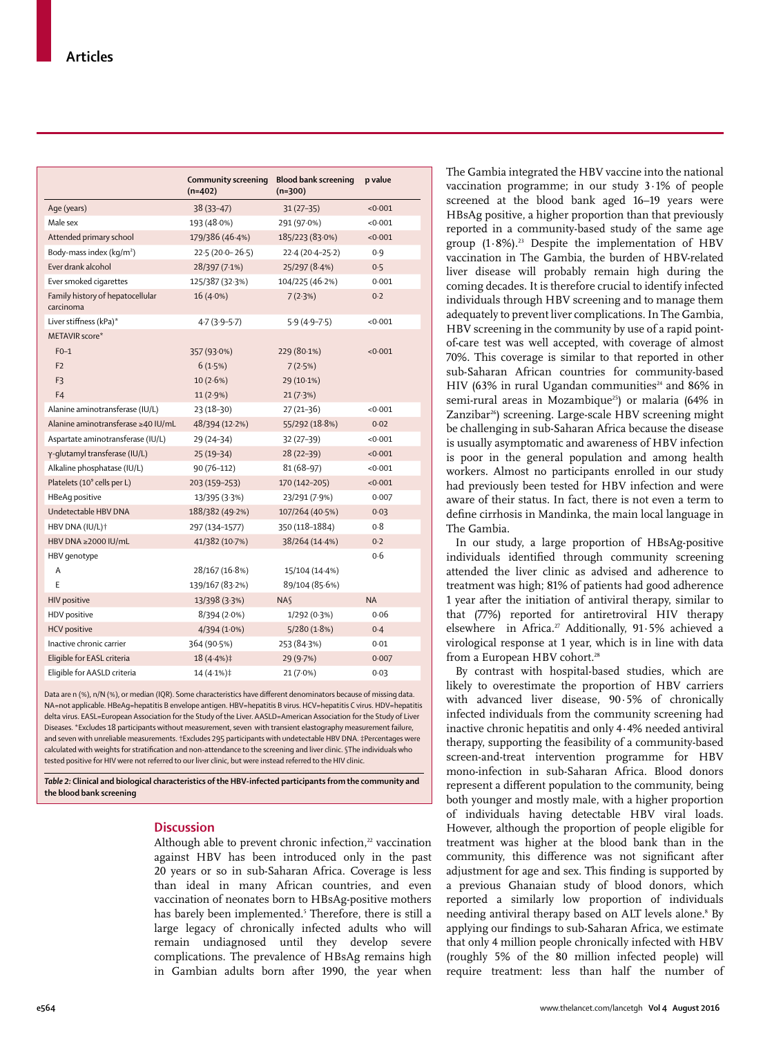| | Community screening (n=402) | Blood bank screening (n=300) | p value |
|---|---|---|---|
| Age (years) | 38 (33–47) | 31 (27–35) | <0·001 |
| Male sex | 193 (48·0%) | 291 (97·0%) | <0·001 |
| Attended primary school | 179/386 (46·4%) | 185/223 (83·0%) | <0·001 |
| Body-mass index (kg/m²) | 22·5 (20·0– 26·5) | 22·4 (20·4–25·2) | 0·9 |
| Ever drank alcohol | 28/397 (7·1%) | 25/297 (8·4%) | 0·5 |
| Ever smoked cigarettes | 125/387 (32·3%) | 104/225 (46·2%) | 0·001 |
| Family history of hepatocellular carcinoma | 16 (4·0%) | 7 (2·3%) | 0·2 |
| Liver stiffness (kPa)* | 4·7 (3·9–5·7) | 5·9 (4·9–7·5) | <0·001 |
| METAVIR score* | | | |
| F0–1 | 357 (93·0%) | 229 (80·1%) | <0·001 |
| F2 | 6 (1·5%) | 7 (2·5%) | |
| F3 | 10 (2·6%) | 29 (10·1%) | |
| F4 | 11 (2·9%) | 21 (7·3%) | |
| Alanine aminotransferase (IU/L) | 23 (18–30) | 27 (21–36) | <0·001 |
| Alanine aminotransferase ≥40 IU/mL | 48/394 (12·2%) | 55/292 (18·8%) | 0·02 |
| Aspartate aminotransferase (IU/L) | 29 (24–34) | 32 (27–39) | <0·001 |
| γ-glutamyl transferase (IU/L) | 25 (19–34) | 28 (22–39) | <0·001 |
| Alkaline phosphatase (IU/L) | 90 (76–112) | 81 (68–97) | <0·001 |
| Platelets (10⁹ cells per L) | 203 (159–253) | 170 (142–205) | <0·001 |
| HBeAg positive | 13/395 (3·3%) | 23/291 (7·9%) | 0·007 |
| Undetectable HBV DNA | 188/382 (49·2%) | 107/264 (40·5%) | 0·03 |
| HBV DNA (IU/L)† | 297 (134–1577) | 350 (118–1884) | 0·8 |
| HBV DNA ≥2000 IU/mL | 41/382 (10·7%) | 38/264 (14·4%) | 0·2 |
| HBV genotype | | | 0·6 |
| A | 28/167 (16·8%) | 15/104 (14·4%) | |
| E | 139/167 (83·2%) | 89/104 (85·6%) | |
| HIV positive | 13/398 (3·3%) | NA§ | NA |
| HDV positive | 8/394 (2·0%) | 1/292 (0·3%) | 0·06 |
| HCV positive | 4/394 (1·0%) | 5/280 (1·8%) | 0·4 |
| Inactive chronic carrier | 364 (90·5%) | 253 (84·3%) | 0·01 |
| Eligible for EASL criteria | 18 (4·4%)‡ | 29 (9·7%) | 0·007 |
| Eligible for AASLD criteria | 14 (4·1%)‡ | 21 (7·0%) | 0·03 |

Data are n (%), n/N (%), or median (IQR). Some characteristics have different denominators because of missing data. NA=not applicable. HBeAg=hepatitis B envelope antigen. HBV=hepatitis B virus. HCV=hepatitis C virus. HDV=hepatitis delta virus. EASL=European Association for the Study of the Liver. AASLD=American Association for the Study of Liver Diseases. *Excludes 18 participants without measurement, seven with transient elastography measurement failure, and seven with unreliable measurements. †Excludes 295 participants with undetectable HBV DNA. ‡Percentages were calculated with weights for stratification and non-attendance to the screening and liver clinic. §The individuals who tested positive for HIV were not referred to our liver clinic, but were instead referred to the HIV clinic.

**Table 2: Clinical and biological characteristics of the HBV-infected participants from the community and the blood bank screening**

## Discussion

Although able to prevent chronic infection,[22] vaccination against HBV has been introduced only in the past 20 years or so in sub-Saharan Africa. Coverage is less than ideal in many African countries, and even vaccination of neonates born to HBsAg-positive mothers has barely been implemented.[5] Therefore, there is still a large legacy of chronically infected adults who will remain undiagnosed until they develop severe complications. The prevalence of HBsAg remains high in Gambian adults born after 1990, the year when The Gambia integrated the HBV vaccine into the national vaccination programme; in our study 3·1% of people screened at the blood bank aged 16–19 years were HBsAg positive, a higher proportion than that previously reported in a community-based study of the same age group (1·8%).[23] Despite the implementation of HBV vaccination in The Gambia, the burden of HBV-related liver disease will probably remain high during the coming decades. It is therefore crucial to identify infected individuals through HBV screening and to manage them adequately to prevent liver complications. In The Gambia, HBV screening in the community by use of a rapid point-of-care test was well accepted, with coverage of almost 70%. This coverage is similar to that reported in other sub-Saharan African countries for community-based HIV (63% in rural Ugandan communities[24] and 86% in semi-rural areas in Mozambique[25]) or malaria (64% in Zanzibar[26]) screening. Large-scale HBV screening might be challenging in sub-Saharan Africa because the disease is usually asymptomatic and awareness of HBV infection is poor in the general population and among health workers. Almost no participants enrolled in our study had previously been tested for HBV infection and were aware of their status. In fact, there is not even a term to define cirrhosis in Mandinka, the main local language in The Gambia.

In our study, a large proportion of HBsAg-positive individuals identified through community screening attended the liver clinic as advised and adherence to treatment was high; 81% of patients had good adherence 1 year after the initiation of antiviral therapy, similar to that (77%) reported for antiretroviral HIV therapy elsewhere in Africa.[27] Additionally, 91·5% achieved a virological response at 1 year, which is in line with data from a European HBV cohort.[28]

By contrast with hospital-based studies, which are likely to overestimate the proportion of HBV carriers with advanced liver disease, 90·5% of chronically infected individuals from the community screening had inactive chronic hepatitis and only 4·4% needed antiviral therapy, supporting the feasibility of a community-based screen-and-treat intervention programme for HBV mono-infection in sub-Saharan Africa. Blood donors represent a different population to the community, being both younger and mostly male, with a higher proportion of individuals having detectable HBV viral loads. However, although the proportion of people eligible for treatment was higher at the blood bank than in the community, this difference was not significant after adjustment for age and sex. This finding is supported by a previous Ghanaian study of blood donors, which reported a similarly low proportion of individuals needing antiviral therapy based on ALT levels alone.[8] By applying our findings to sub-Saharan Africa, we estimate that only 4 million people chronically infected with HBV (roughly 5% of the 80 million infected people) will require treatment: less than half the number of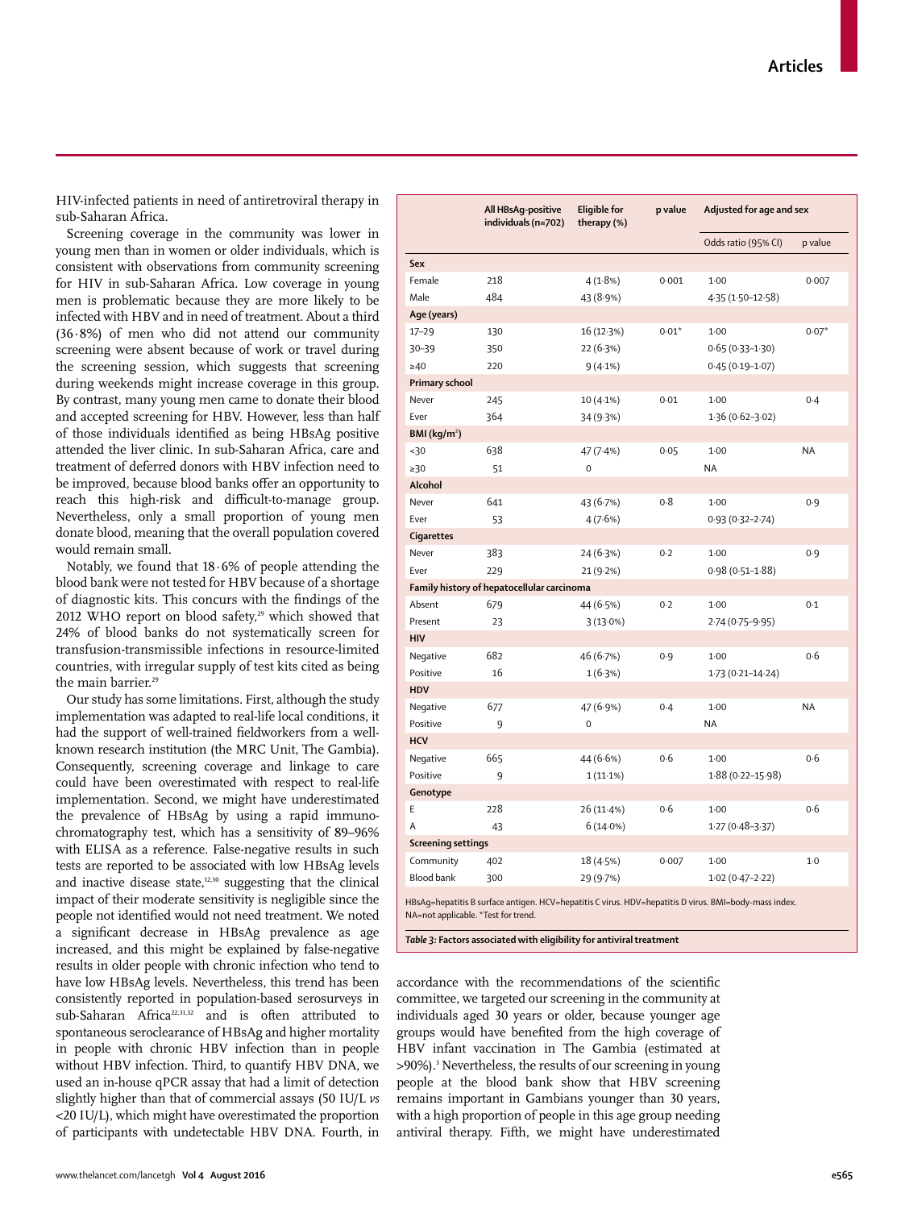HIV-infected patients in need of antiretroviral therapy in sub-Saharan Africa.

Screening coverage in the community was lower in young men than in women or older individuals, which is consistent with observations from community screening for HIV in sub-Saharan Africa. Low coverage in young men is problematic because they are more likely to be infected with HBV and in need of treatment. About a third (36·8%) of men who did not attend our community screening were absent because of work or travel during the screening session, which suggests that screening during weekends might increase coverage in this group. By contrast, many young men came to donate their blood and accepted screening for HBV. However, less than half of those individuals identified as being HBsAg positive attended the liver clinic. In sub-Saharan Africa, care and treatment of deferred donors with HBV infection need to be improved, because blood banks offer an opportunity to reach this high-risk and difficult-to-manage group. Nevertheless, only a small proportion of young men donate blood, meaning that the overall population covered would remain small.

Notably, we found that 18·6% of people attending the blood bank were not tested for HBV because of a shortage of diagnostic kits. This concurs with the findings of the 2012 WHO report on blood safety,[29] which showed that 24% of blood banks do not systematically screen for transfusion-transmissible infections in resource-limited countries, with irregular supply of test kits cited as being the main barrier.[29]

Our study has some limitations. First, although the study implementation was adapted to real-life local conditions, it had the support of well-trained fieldworkers from a well-known research institution (the MRC Unit, The Gambia). Consequently, screening coverage and linkage to care could have been overestimated with respect to real-life implementation. Second, we might have underestimated the prevalence of HBsAg by using a rapid immuno-chromatography test, which has a sensitivity of 89–96% with ELISA as a reference. False-negative results in such tests are reported to be associated with low HBsAg levels and inactive disease state,[12,30] suggesting that the clinical impact of their moderate sensitivity is negligible since the people not identified would not need treatment. We noted a significant decrease in HBsAg prevalence as age increased, and this might be explained by false-negative results in older people with chronic infection who tend to have low HBsAg levels. Nevertheless, this trend has been consistently reported in population-based serosurveys in sub-Saharan Africa[22,31,32] and is often attributed to spontaneous seroclearance of HBsAg and higher mortality in people with chronic HBV infection than in people without HBV infection. Third, to quantify HBV DNA, we used an in-house qPCR assay that had a limit of detection slightly higher than that of commercial assays (50 IU/L *vs* <20 IU/L), which might have overestimated the proportion of participants with undetectable HBV DNA. Fourth, in accordance with the recommendations of the scientific committee, we targeted our screening in the community at individuals aged 30 years or older, because younger age groups would have benefited from the high coverage of HBV infant vaccination in The Gambia (estimated at >90%).[1] Nevertheless, the results of our screening in young people at the blood bank show that HBV screening remains important in Gambians younger than 30 years, with a high proportion of people in this age group needing antiviral therapy. Fifth, we might have underestimated

| | All HBsAg-positive individuals (n=702) | Eligible for therapy (%) | p value | Adjusted for age and sex | |
|---|---|---|---|---|---|
| | | | | Odds ratio (95% CI) | p value |
| **Sex** | | | | | |
| Female | 218 | 4 (1·8%) | 0·001 | 1·00 | 0·007 |
| Male | 484 | 43 (8·9%) | | 4·35 (1·50–12·58) | |
| **Age (years)** | | | | | |
| 17–29 | 130 | 16 (12·3%) | 0·01* | 1·00 | 0·07* |
| 30–39 | 350 | 22 (6·3%) | | 0·65 (0·33–1·30) | |
| ≥40 | 220 | 9 (4·1%) | | 0·45 (0·19–1·07) | |
| **Primary school** | | | | | |
| Never | 245 | 10 (4·1%) | 0·01 | 1·00 | 0·4 |
| Ever | 364 | 34 (9·3%) | | 1·36 (0·62–3·02) | |
| **BMI (kg/m²)** | | | | | |
| <30 | 638 | 47 (7·4%) | 0·05 | 1·00 | NA |
| ≥30 | 51 | 0 | | NA | |
| **Alcohol** | | | | | |
| Never | 641 | 43 (6·7%) | 0·8 | 1·00 | 0·9 |
| Ever | 53 | 4 (7·6%) | | 0·93 (0·32–2·74) | |
| **Cigarettes** | | | | | |
| Never | 383 | 24 (6·3%) | 0·2 | 1·00 | 0·9 |
| Ever | 229 | 21 (9·2%) | | 0·98 (0·51–1·88) | |
| **Family history of hepatocellular carcinoma** | | | | | |
| Absent | 679 | 44 (6·5%) | 0·2 | 1·00 | 0·1 |
| Present | 23 | 3 (13·0%) | | 2·74 (0·75–9·95) | |
| **HIV** | | | | | |
| Negative | 682 | 46 (6·7%) | 0·9 | 1·00 | 0·6 |
| Positive | 16 | 1 (6·3%) | | 1·73 (0·21–14·24) | |
| **HDV** | | | | | |
| Negative | 677 | 47 (6·9%) | 0·4 | 1·00 | NA |
| Positive | 9 | 0 | | NA | |
| **HCV** | | | | | |
| Negative | 665 | 44 (6·6%) | 0·6 | 1·00 | 0·6 |
| Positive | 9 | 1 (11·1%) | | 1·88 (0·22–15·98) | |
| **Genotype** | | | | | |
| E | 228 | 26 (11·4%) | 0·6 | 1·00 | 0·6 |
| A | 43 | 6 (14·0%) | | 1·27 (0·48–3·37) | |
| **Screening settings** | | | | | |
| Community | 402 | 18 (4·5%) | 0·007 | 1·00 | 1·0 |
| Blood bank | 300 | 29 (9·7%) | | 1·02 (0·47–2·22) | |

HBsAg=hepatitis B surface antigen. HCV=hepatitis C virus. HDV=hepatitis D virus. BMI=body-mass index. NA=not applicable. *Test for trend.

***Table 3:*** **Factors associated with eligibility for antiviral treatment**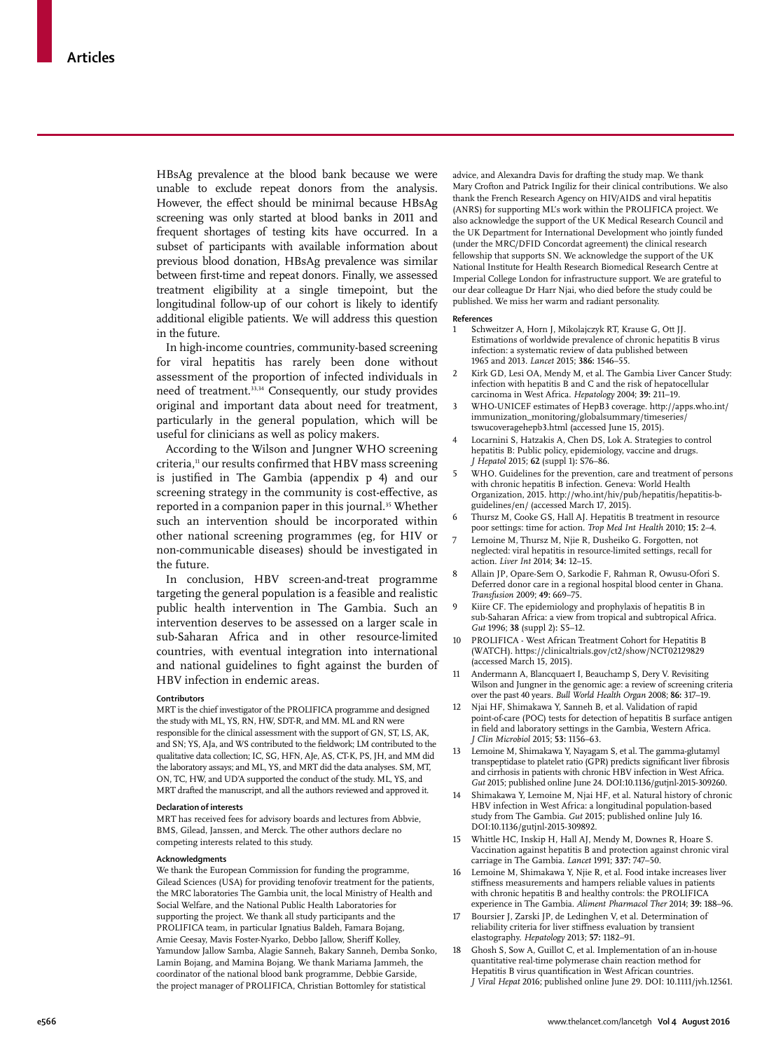HBsAg prevalence at the blood bank because we were unable to exclude repeat donors from the analysis. However, the effect should be minimal because HBsAg screening was only started at blood banks in 2011 and frequent shortages of testing kits have occurred. In a subset of participants with available information about previous blood donation, HBsAg prevalence was similar between first-time and repeat donors. Finally, we assessed treatment eligibility at a single timepoint, but the longitudinal follow-up of our cohort is likely to identify additional eligible patients. We will address this question in the future.

In high-income countries, community-based screening for viral hepatitis has rarely been done without assessment of the proportion of infected individuals in need of treatment.[33,34] Consequently, our study provides original and important data about need for treatment, particularly in the general population, which will be useful for clinicians as well as policy makers.

According to the Wilson and Jungner WHO screening criteria,[11] our results confirmed that HBV mass screening is justified in The Gambia (appendix p 4) and our screening strategy in the community is cost-effective, as reported in a companion paper in this journal.[35] Whether such an intervention should be incorporated within other national screening programmes (eg, for HIV or non-communicable diseases) should be investigated in the future.

In conclusion, HBV screen-and-treat programme targeting the general population is a feasible and realistic public health intervention in The Gambia. Such an intervention deserves to be assessed on a larger scale in sub-Saharan Africa and in other resource-limited countries, with eventual integration into international and national guidelines to fight against the burden of HBV infection in endemic areas.

#### Contributors

MRT is the chief investigator of the PROLIFICA programme and designed the study with ML, YS, RN, HW, SDT-R, and MM. ML and RN were responsible for the clinical assessment with the support of GN, ST, LS, AK, and SN; YS, AJa, and WS contributed to the fieldwork; LM contributed to the qualitative data collection; IC, SG, HFN, AJe, AS, CT-K, PS, JH, and MM did the laboratory assays; and ML, YS, and MRT did the data analyses. SM, MT, ON, TC, HW, and UD'A supported the conduct of the study. ML, YS, and MRT drafted the manuscript, and all the authors reviewed and approved it.

#### Declaration of interests

MRT has received fees for advisory boards and lectures from Abbvie, BMS, Gilead, Janssen, and Merck. The other authors declare no competing interests related to this study.

#### Acknowledgments

We thank the European Commission for funding the programme, Gilead Sciences (USA) for providing tenofovir treatment for the patients, the MRC laboratories The Gambia unit, the local Ministry of Health and Social Welfare, and the National Public Health Laboratories for supporting the project. We thank all study participants and the PROLIFICA team, in particular Ignatius Baldeh, Famara Bojang, Amie Ceesay, Mavis Foster-Nyarko, Debbo Jallow, Sheriff Kolley, Yamundow Jallow Samba, Alagie Sanneh, Bakary Sanneh, Demba Sonko, Lamin Bojang, and Mamina Bojang. We thank Mariama Jammeh, the coordinator of the national blood bank programme, Debbie Garside, the project manager of PROLIFICA, Christian Bottomley for statistical advice, and Alexandra Davis for drafting the study map. We thank Mary Crofton and Patrick Ingiliz for their clinical contributions. We also thank the French Research Agency on HIV/AIDS and viral hepatitis (ANRS) for supporting ML's work within the PROLIFICA project. We also acknowledge the support of the UK Medical Research Council and the UK Department for International Development who jointly funded (under the MRC/DFID Concordat agreement) the clinical research fellowship that supports SN. We acknowledge the support of the UK National Institute for Health Research Biomedical Research Centre at Imperial College London for infrastructure support. We are grateful to our dear colleague Dr Harr Njai, who died before the study could be published. We miss her warm and radiant personality.

#### References

1. Schweitzer A, Horn J, Mikolajczyk RT, Krause G, Ott JJ. Estimations of worldwide prevalence of chronic hepatitis B virus infection: a systematic review of data published between 1965 and 2013. *Lancet* 2015; **386:** 1546–55.
2. Kirk GD, Lesi OA, Mendy M, et al. The Gambia Liver Cancer Study: infection with hepatitis B and C and the risk of hepatocellular carcinoma in West Africa. *Hepatology* 2004; **39:** 211–19.
3. WHO-UNICEF estimates of HepB3 coverage. http://apps.who.int/immunization_monitoring/globalsummary/timeseries/tswucoveragehepb3.html (accessed June 15, 2015).
4. Locarnini S, Hatzakis A, Chen DS, Lok A. Strategies to control hepatitis B: Public policy, epidemiology, vaccine and drugs. *J Hepatol* 2015; **62** (suppl 1)**:** S76–86.
5. WHO. Guidelines for the prevention, care and treatment of persons with chronic hepatitis B infection. Geneva: World Health Organization, 2015. http://who.int/hiv/pub/hepatitis/hepatitis-b-guidelines/en/ (accessed March 17, 2015).
6. Thursz M, Cooke GS, Hall AJ. Hepatitis B treatment in resource poor settings: time for action. *Trop Med Int Health* 2010; **15:** 2–4.
7. Lemoine M, Thursz M, Njie R, Dusheiko G. Forgotten, not neglected: viral hepatitis in resource-limited settings, recall for action. *Liver Int* 2014; **34:** 12–15.
8. Allain JP, Opare-Sem O, Sarkodie F, Rahman R, Owusu-Ofori S. Deferred donor care in a regional hospital blood center in Ghana. *Transfusion* 2009; **49:** 669–75.
9. Kiire CF. The epidemiology and prophylaxis of hepatitis B in sub-Saharan Africa: a view from tropical and subtropical Africa. *Gut* 1996; **38** (suppl 2)**:** S5–12.
10. PROLIFICA - West African Treatment Cohort for Hepatitis B (WATCH). https://clinicaltrials.gov/ct2/show/NCT02129829 (accessed March 15, 2015).
11. Andermann A, Blancquaert I, Beauchamp S, Dery V. Revisiting Wilson and Jungner in the genomic age: a review of screening criteria over the past 40 years. *Bull World Health Organ* 2008; **86:** 317–19.
12. Njai HF, Shimakawa Y, Sanneh B, et al. Validation of rapid point-of-care (POC) tests for detection of hepatitis B surface antigen in field and laboratory settings in the Gambia, Western Africa. *J Clin Microbiol* 2015; **53:** 1156–63.
13. Lemoine M, Shimakawa Y, Nayagam S, et al. The gamma-glutamyl transpeptidase to platelet ratio (GPR) predicts significant liver fibrosis and cirrhosis in patients with chronic HBV infection in West Africa. *Gut* 2015; published online June 24. DOI:10.1136/gutjnl-2015-309260.
14. Shimakawa Y, Lemoine M, Njai HF, et al. Natural history of chronic HBV infection in West Africa: a longitudinal population-based study from The Gambia. *Gut* 2015; published online July 16. DOI:10.1136/gutjnl-2015-309892.
15. Whittle HC, Inskip H, Hall AJ, Mendy M, Downes R, Hoare S. Vaccination against hepatitis B and protection against chronic viral carriage in The Gambia. *Lancet* 1991; **337:** 747–50.
16. Lemoine M, Shimakawa Y, Njie R, et al. Food intake increases liver stiffness measurements and hampers reliable values in patients with chronic hepatitis B and healthy controls: the PROLIFICA experience in The Gambia. *Aliment Pharmacol Ther* 2014; **39:** 188–96.
17. Boursier J, Zarski JP, de Ledinghen V, et al. Determination of reliability criteria for liver stiffness evaluation by transient elastography. *Hepatology* 2013; **57:** 1182–91.
18. Ghosh S, Sow A, Guillot C, et al. Implementation of an in-house quantitative real-time polymerase chain reaction method for Hepatitis B virus quantification in West African countries. *J Viral Hepat* 2016; published online June 29. DOI: 10.1111/jvh.12561.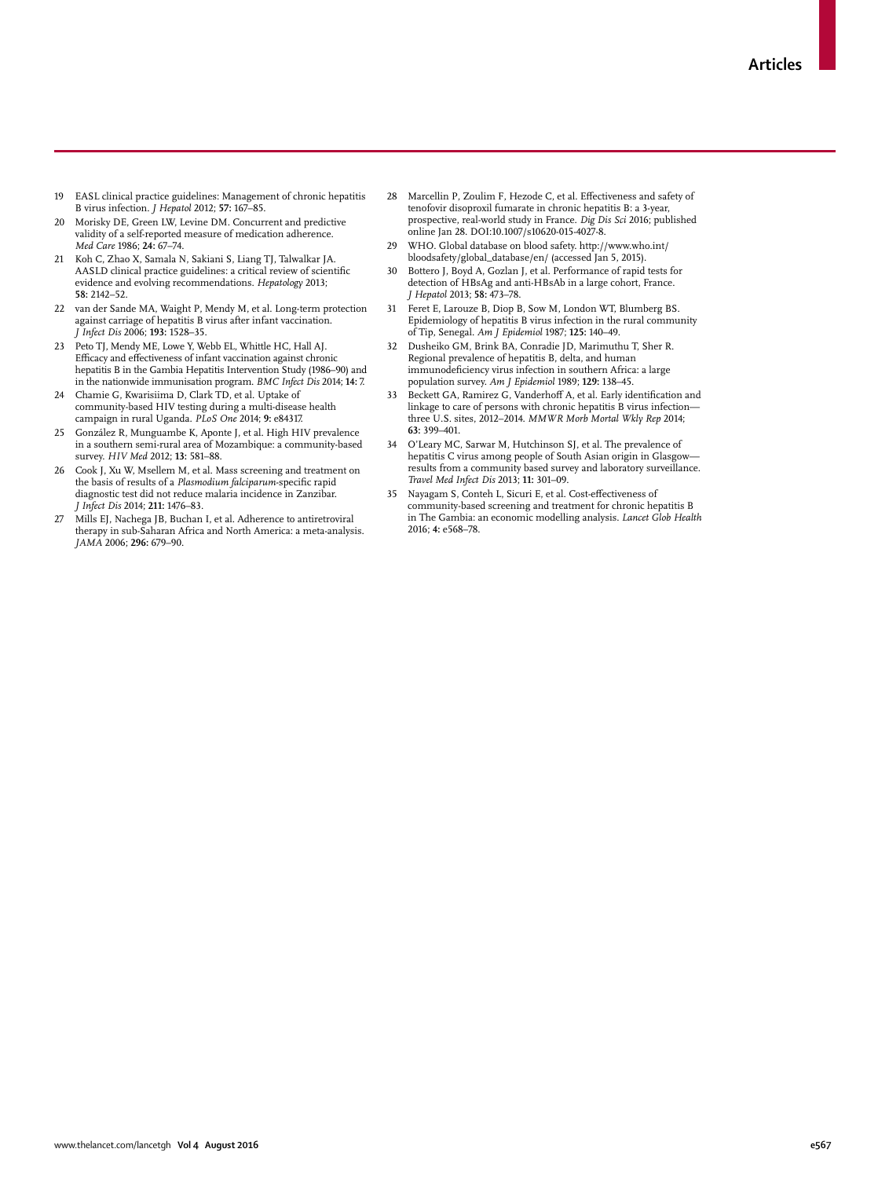19 EASL clinical practice guidelines: Management of chronic hepatitis B virus infection. *J Hepatol* 2012; **57:** 167–85.

20 Morisky DE, Green LW, Levine DM. Concurrent and predictive validity of a self-reported measure of medication adherence. *Med Care* 1986; **24:** 67–74.

21 Koh C, Zhao X, Samala N, Sakiani S, Liang TJ, Talwalkar JA. AASLD clinical practice guidelines: a critical review of scientific evidence and evolving recommendations. *Hepatology* 2013; **58:** 2142–52.

22 van der Sande MA, Waight P, Mendy M, et al. Long-term protection against carriage of hepatitis B virus after infant vaccination. *J Infect Dis* 2006; **193:** 1528–35.

23 Peto TJ, Mendy ME, Lowe Y, Webb EL, Whittle HC, Hall AJ. Efficacy and effectiveness of infant vaccination against chronic hepatitis B in the Gambia Hepatitis Intervention Study (1986–90) and in the nationwide immunisation program. *BMC Infect Dis* 2014; **14:** 7.

24 Chamie G, Kwarisiima D, Clark TD, et al. Uptake of community-based HIV testing during a multi-disease health campaign in rural Uganda. *PLoS One* 2014; **9:** e84317.

25 González R, Munguambe K, Aponte J, et al. High HIV prevalence in a southern semi-rural area of Mozambique: a community-based survey. *HIV Med* 2012; **13:** 581–88.

26 Cook J, Xu W, Msellem M, et al. Mass screening and treatment on the basis of results of a *Plasmodium falciparum*-specific rapid diagnostic test did not reduce malaria incidence in Zanzibar. *J Infect Dis* 2014; **211:** 1476–83.

27 Mills EJ, Nachega JB, Buchan I, et al. Adherence to antiretroviral therapy in sub-Saharan Africa and North America: a meta-analysis. *JAMA* 2006; **296:** 679–90.

28 Marcellin P, Zoulim F, Hezode C, et al. Effectiveness and safety of tenofovir disoproxil fumarate in chronic hepatitis B: a 3-year, prospective, real-world study in France. *Dig Dis Sci* 2016; published online Jan 28. DOI:10.1007/s10620-015-4027-8.

29 WHO. Global database on blood safety. http://www.who.int/bloodsafety/global_database/en/ (accessed Jan 5, 2015).

30 Bottero J, Boyd A, Gozlan J, et al. Performance of rapid tests for detection of HBsAg and anti-HBsAb in a large cohort, France. *J Hepatol* 2013; **58:** 473–78.

31 Feret E, Larouze B, Diop B, Sow M, London WT, Blumberg BS. Epidemiology of hepatitis B virus infection in the rural community of Tip, Senegal. *Am J Epidemiol* 1987; **125:** 140–49.

32 Dusheiko GM, Brink BA, Conradie JD, Marimuthu T, Sher R. Regional prevalence of hepatitis B, delta, and human immunodeficiency virus infection in southern Africa: a large population survey. *Am J Epidemiol* 1989; **129:** 138–45.

33 Beckett GA, Ramirez G, Vanderhoff A, et al. Early identification and linkage to care of persons with chronic hepatitis B virus infection—three U.S. sites, 2012–2014. *MMWR Morb Mortal Wkly Rep* 2014; **63:** 399–401.

34 O'Leary MC, Sarwar M, Hutchinson SJ, et al. The prevalence of hepatitis C virus among people of South Asian origin in Glasgow—results from a community based survey and laboratory surveillance. *Travel Med Infect Dis* 2013; **11:** 301–09.

35 Nayagam S, Conteh L, Sicuri E, et al. Cost-effectiveness of community-based screening and treatment for chronic hepatitis B in The Gambia: an economic modelling analysis. *Lancet Glob Health* 2016; **4:** e568–78.